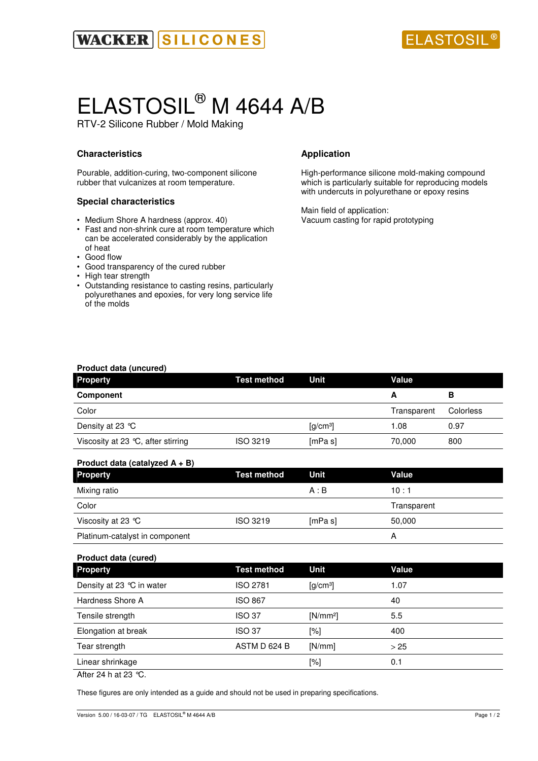WACKER SILICONES

ELASTOSIL®

# ELASTOSIL® M 4644 A/B

RTV-2 Silicone Rubber / Mold Making

## Characteristics

Pourable, addition-curing, two-component silicone rubber that vulcanizes at room temperature.

## Special characteristics

- Medium Shore A hardness (approx. 40)
- Fast and non-shrink cure at room temperature which can be accelerated considerably by the application of heat
- Good flow
- Good transparency of the cured rubber
- High tear strength
- Outstanding resistance to casting resins, particularly polyurethanes and epoxies, for very long service life of the molds

## Application

High-performance silicone mold-making compound which is particularly suitable for reproducing models with undercuts in polyurethane or epoxy resins

Main field of application:
Vacuum casting for rapid prototyping

**Product data (uncured)**

| Property | Test method | Unit | Value | |
|---|---|---|---|---|
| **Component** | | | **A** | **B** |
| Color | | | Transparent | Colorless |
| Density at 23 °C | | [g/cm³] | 1.08 | 0.97 |
| Viscosity at 23 °C, after stirring | ISO 3219 | [mPa s] | 70,000 | 800 |

**Product data (catalyzed A + B)**

| Property | Test method | Unit | Value |
|---|---|---|---|
| Mixing ratio | | A : B | 10 : 1 |
| Color | | | Transparent |
| Viscosity at 23 °C | ISO 3219 | [mPa s] | 50,000 |
| Platinum-catalyst in component | | | A |

**Product data (cured)**

| Property | Test method | Unit | Value |
|---|---|---|---|
| Density at 23 °C in water | ISO 2781 | [g/cm³] | 1.07 |
| Hardness Shore A | ISO 867 | | 40 |
| Tensile strength | ISO 37 | [N/mm²] | 5.5 |
| Elongation at break | ISO 37 | [%] | 400 |
| Tear strength | ASTM D 624 B | [N/mm] | > 25 |
| Linear shrinkage | | [%] | 0.1 |

After 24 h at 23 °C.

These figures are only intended as a guide and should not be used in preparing specifications.

Version 5.00 / 16-03-07 / TG ELASTOSIL® M 4644 A/B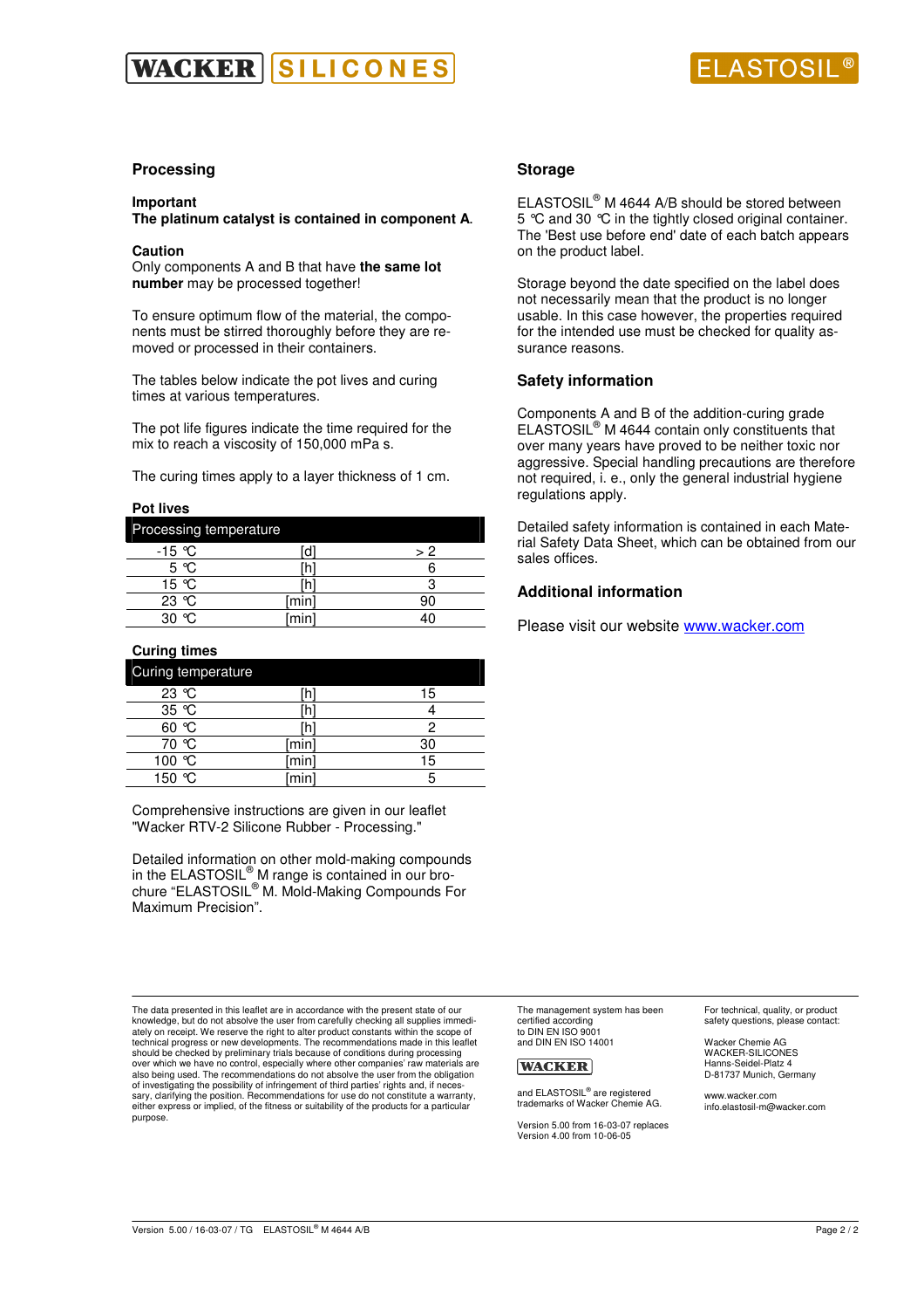## Processing

**Important**
**The platinum catalyst is contained in component A**.

**Caution**
Only components A and B that have **the same lot number** may be processed together!

To ensure optimum flow of the material, the components must be stirred thoroughly before they are removed or processed in their containers.

The tables below indicate the pot lives and curing times at various temperatures.

The pot life figures indicate the time required for the mix to reach a viscosity of 150,000 mPa s.

The curing times apply to a layer thickness of 1 cm.

**Pot lives**

| Processing temperature | | |
|---|---|---|
| -15 °C | [d] | > 2 |
| 5 °C | [h] | 6 |
| 15 °C | [h] | 3 |
| 23 °C | [min] | 90 |
| 30 °C | [min] | 40 |

**Curing times**

| Curing temperature | | |
|---|---|---|
| 23 °C | [h] | 15 |
| 35 °C | [h] | 4 |
| 60 °C | [h] | 2 |
| 70 °C | [min] | 30 |
| 100 °C | [min] | 15 |
| 150 °C | [min] | 5 |

Comprehensive instructions are given in our leaflet "Wacker RTV-2 Silicone Rubber - Processing."

Detailed information on other mold-making compounds in the ELASTOSIL® M range is contained in our brochure "ELASTOSIL® M. Mold-Making Compounds For Maximum Precision".

## Storage

ELASTOSIL® M 4644 A/B should be stored between 5 °C and 30 °C in the tightly closed original container. The 'Best use before end' date of each batch appears on the product label.

Storage beyond the date specified on the label does not necessarily mean that the product is no longer usable. In this case however, the properties required for the intended use must be checked for quality assurance reasons.

## Safety information

Components A and B of the addition-curing grade ELASTOSIL® M 4644 contain only constituents that over many years have proved to be neither toxic nor aggressive. Special handling precautions are therefore not required, i. e., only the general industrial hygiene regulations apply.

Detailed safety information is contained in each Material Safety Data Sheet, which can be obtained from our sales offices.

## Additional information

Please visit our website www.wacker.com

---

The data presented in this leaflet are in accordance with the present state of our knowledge, but do not absolve the user from carefully checking all supplies immediately on receipt. We reserve the right to alter product constants within the scope of technical progress or new developments. The recommendations made in this leaflet should be checked by preliminary trials because of conditions during processing over which we have no control, especially where other companies' raw materials are also being used. The recommendations do not absolve the user from the obligation of investigating the possibility of infringement of third parties' rights and, if necessary, clarifying the position. Recommendations for use do not constitute a warranty, either express or implied, of the fitness or suitability of the products for a particular purpose.

The management system has been certified according to DIN EN ISO 9001 and DIN EN ISO 14001

WACKER and ELASTOSIL® are registered trademarks of Wacker Chemie AG.

Version 5.00 from 16-03-07 replaces Version 4.00 from 10-06-05

For technical, quality, or product safety questions, please contact:

Wacker Chemie AG
WACKER-SILICONES
Hanns-Seidel-Platz 4
D-81737 Munich, Germany

www.wacker.com
info.elastosil-m@wacker.com